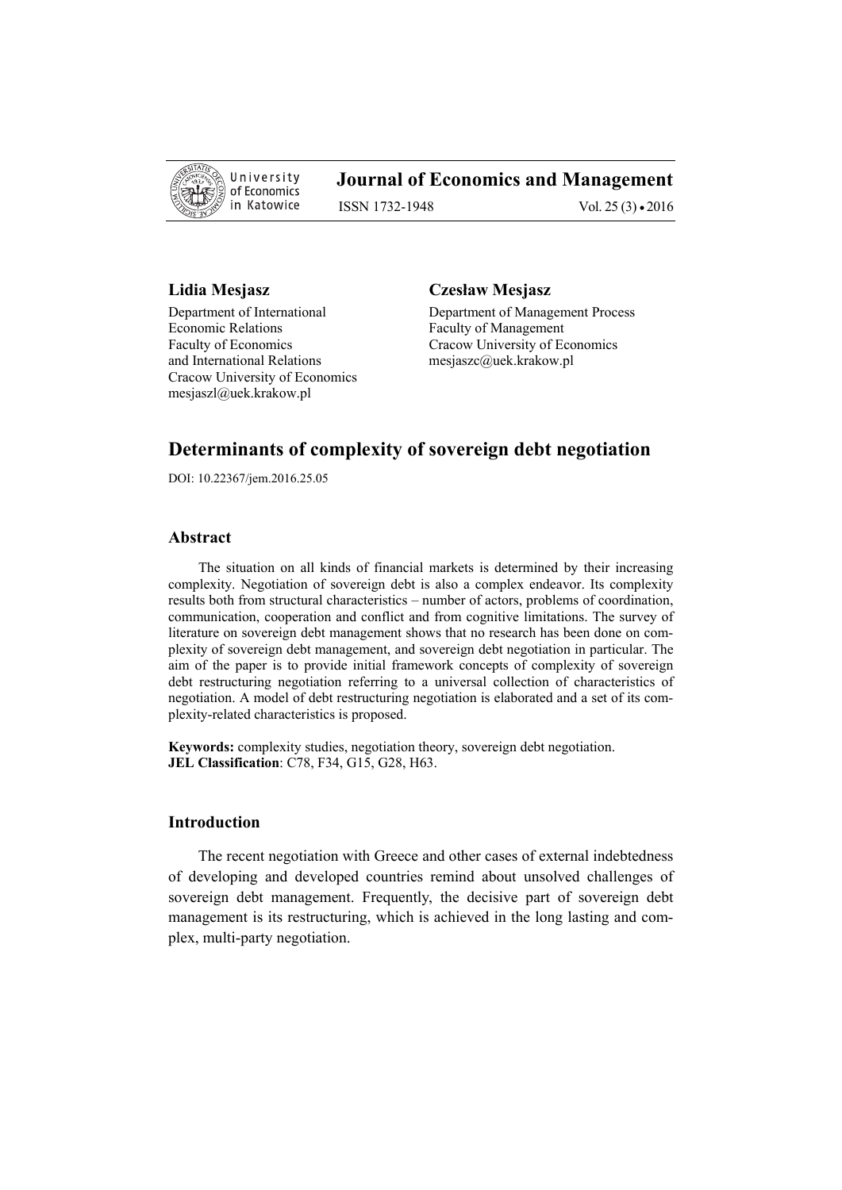**Lidia Mesjasz**

Department of International Economic Relations
Faculty of Economics and International Relations
Cracow University of Economics
mesjaszl@uek.krakow.pl

**Czesław Mesjasz**

Department of Management Process
Faculty of Management
Cracow University of Economics
mesjaszc@uek.krakow.pl

# Determinants of complexity of sovereign debt negotiation

DOI: 10.22367/jem.2016.25.05

## Abstract

The situation on all kinds of financial markets is determined by their increasing complexity. Negotiation of sovereign debt is also a complex endeavor. Its complexity results both from structural characteristics – number of actors, problems of coordination, communication, cooperation and conflict and from cognitive limitations. The survey of literature on sovereign debt management shows that no research has been done on complexity of sovereign debt management, and sovereign debt negotiation in particular. The aim of the paper is to provide initial framework concepts of complexity of sovereign debt restructuring negotiation referring to a universal collection of characteristics of negotiation. A model of debt restructuring negotiation is elaborated and a set of its complexity-related characteristics is proposed.

**Keywords:** complexity studies, negotiation theory, sovereign debt negotiation.
**JEL Classification**: C78, F34, G15, G28, H63.

## Introduction

The recent negotiation with Greece and other cases of external indebtedness of developing and developed countries remind about unsolved challenges of sovereign debt management. Frequently, the decisive part of sovereign debt management is its restructuring, which is achieved in the long lasting and complex, multi-party negotiation.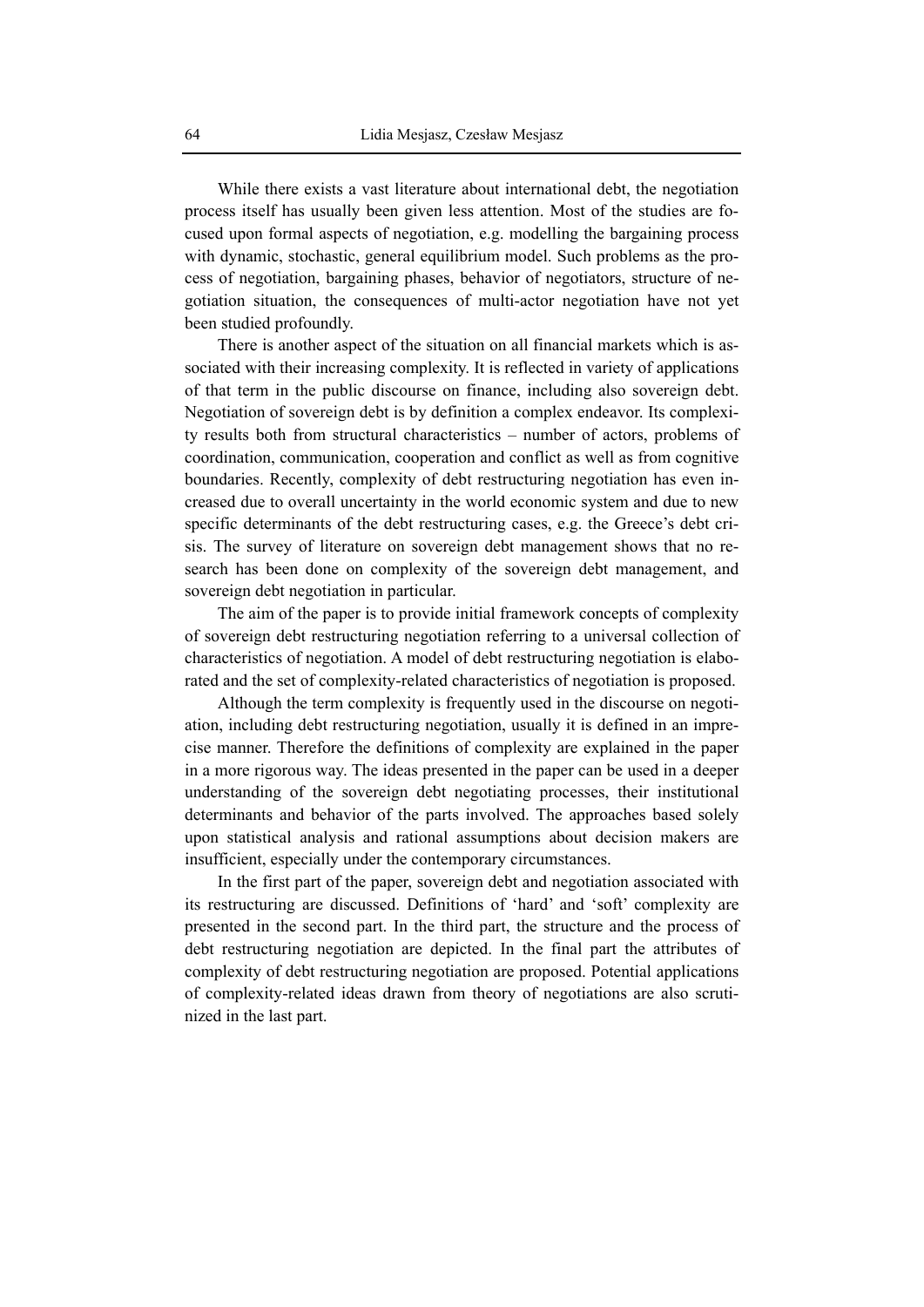While there exists a vast literature about international debt, the negotiation process itself has usually been given less attention. Most of the studies are focused upon formal aspects of negotiation, e.g. modelling the bargaining process with dynamic, stochastic, general equilibrium model. Such problems as the process of negotiation, bargaining phases, behavior of negotiators, structure of negotiation situation, the consequences of multi-actor negotiation have not yet been studied profoundly.

There is another aspect of the situation on all financial markets which is associated with their increasing complexity. It is reflected in variety of applications of that term in the public discourse on finance, including also sovereign debt. Negotiation of sovereign debt is by definition a complex endeavor. Its complexity results both from structural characteristics – number of actors, problems of coordination, communication, cooperation and conflict as well as from cognitive boundaries. Recently, complexity of debt restructuring negotiation has even increased due to overall uncertainty in the world economic system and due to new specific determinants of the debt restructuring cases, e.g. the Greece's debt crisis. The survey of literature on sovereign debt management shows that no research has been done on complexity of the sovereign debt management, and sovereign debt negotiation in particular.

The aim of the paper is to provide initial framework concepts of complexity of sovereign debt restructuring negotiation referring to a universal collection of characteristics of negotiation. A model of debt restructuring negotiation is elaborated and the set of complexity-related characteristics of negotiation is proposed.

Although the term complexity is frequently used in the discourse on negotiation, including debt restructuring negotiation, usually it is defined in an imprecise manner. Therefore the definitions of complexity are explained in the paper in a more rigorous way. The ideas presented in the paper can be used in a deeper understanding of the sovereign debt negotiating processes, their institutional determinants and behavior of the parts involved. The approaches based solely upon statistical analysis and rational assumptions about decision makers are insufficient, especially under the contemporary circumstances.

In the first part of the paper, sovereign debt and negotiation associated with its restructuring are discussed. Definitions of 'hard' and 'soft' complexity are presented in the second part. In the third part, the structure and the process of debt restructuring negotiation are depicted. In the final part the attributes of complexity of debt restructuring negotiation are proposed. Potential applications of complexity-related ideas drawn from theory of negotiations are also scrutinized in the last part.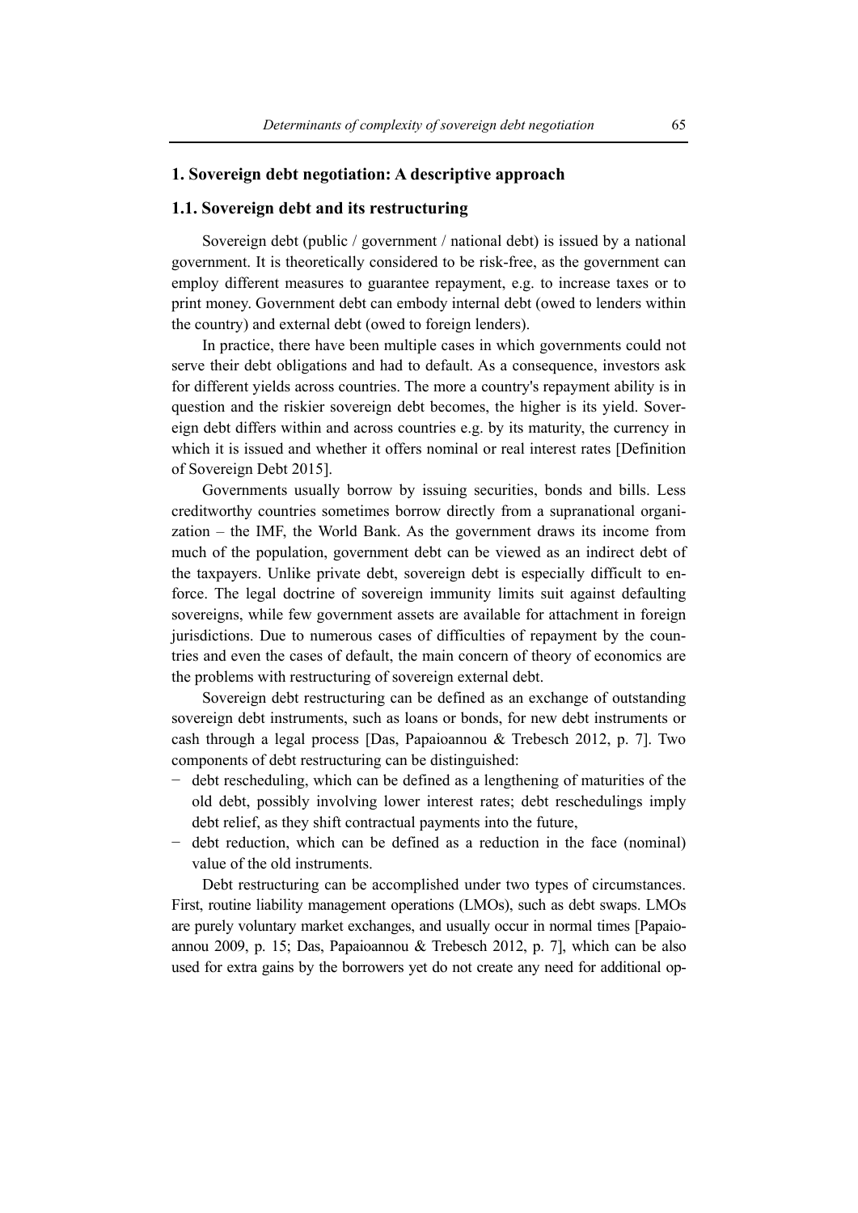## 1. Sovereign debt negotiation: A descriptive approach

### 1.1. Sovereign debt and its restructuring

Sovereign debt (public / government / national debt) is issued by a national government. It is theoretically considered to be risk-free, as the government can employ different measures to guarantee repayment, e.g. to increase taxes or to print money. Government debt can embody internal debt (owed to lenders within the country) and external debt (owed to foreign lenders).

In practice, there have been multiple cases in which governments could not serve their debt obligations and had to default. As a consequence, investors ask for different yields across countries. The more a country's repayment ability is in question and the riskier sovereign debt becomes, the higher is its yield. Sovereign debt differs within and across countries e.g. by its maturity, the currency in which it is issued and whether it offers nominal or real interest rates [Definition of Sovereign Debt 2015].

Governments usually borrow by issuing securities, bonds and bills. Less creditworthy countries sometimes borrow directly from a supranational organization – the IMF, the World Bank. As the government draws its income from much of the population, government debt can be viewed as an indirect debt of the taxpayers. Unlike private debt, sovereign debt is especially difficult to enforce. The legal doctrine of sovereign immunity limits suit against defaulting sovereigns, while few government assets are available for attachment in foreign jurisdictions. Due to numerous cases of difficulties of repayment by the countries and even the cases of default, the main concern of theory of economics are the problems with restructuring of sovereign external debt.

Sovereign debt restructuring can be defined as an exchange of outstanding sovereign debt instruments, such as loans or bonds, for new debt instruments or cash through a legal process [Das, Papaioannou & Trebesch 2012, p. 7]. Two components of debt restructuring can be distinguished:

- debt rescheduling, which can be defined as a lengthening of maturities of the old debt, possibly involving lower interest rates; debt reschedulings imply debt relief, as they shift contractual payments into the future,
- debt reduction, which can be defined as a reduction in the face (nominal) value of the old instruments.

Debt restructuring can be accomplished under two types of circumstances. First, routine liability management operations (LMOs), such as debt swaps. LMOs are purely voluntary market exchanges, and usually occur in normal times [Papaioannou 2009, p. 15; Das, Papaioannou & Trebesch 2012, p. 7], which can be also used for extra gains by the borrowers yet do not create any need for additional op-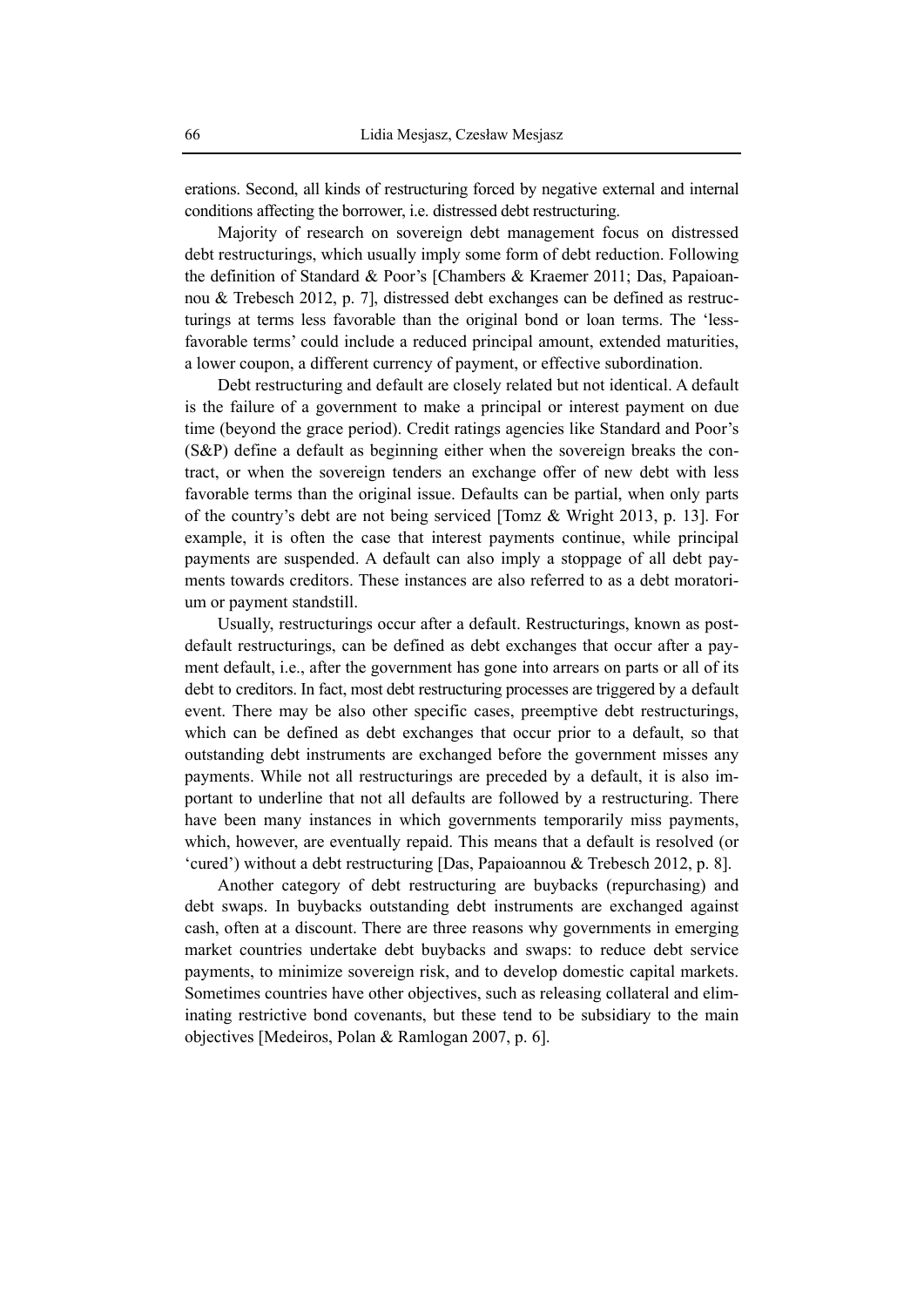erations. Second, all kinds of restructuring forced by negative external and internal conditions affecting the borrower, i.e. distressed debt restructuring.

Majority of research on sovereign debt management focus on distressed debt restructurings, which usually imply some form of debt reduction. Following the definition of Standard & Poor's [Chambers & Kraemer 2011; Das, Papaioannou & Trebesch 2012, p. 7], distressed debt exchanges can be defined as restructurings at terms less favorable than the original bond or loan terms. The 'less-favorable terms' could include a reduced principal amount, extended maturities, a lower coupon, a different currency of payment, or effective subordination.

Debt restructuring and default are closely related but not identical. A default is the failure of a government to make a principal or interest payment on due time (beyond the grace period). Credit ratings agencies like Standard and Poor's (S&P) define a default as beginning either when the sovereign breaks the contract, or when the sovereign tenders an exchange offer of new debt with less favorable terms than the original issue. Defaults can be partial, when only parts of the country's debt are not being serviced [Tomz & Wright 2013, p. 13]. For example, it is often the case that interest payments continue, while principal payments are suspended. A default can also imply a stoppage of all debt payments towards creditors. These instances are also referred to as a debt moratorium or payment standstill.

Usually, restructurings occur after a default. Restructurings, known as post-default restructurings, can be defined as debt exchanges that occur after a payment default, i.e., after the government has gone into arrears on parts or all of its debt to creditors. In fact, most debt restructuring processes are triggered by a default event. There may be also other specific cases, preemptive debt restructurings, which can be defined as debt exchanges that occur prior to a default, so that outstanding debt instruments are exchanged before the government misses any payments. While not all restructurings are preceded by a default, it is also important to underline that not all defaults are followed by a restructuring. There have been many instances in which governments temporarily miss payments, which, however, are eventually repaid. This means that a default is resolved (or 'cured') without a debt restructuring [Das, Papaioannou & Trebesch 2012, p. 8].

Another category of debt restructuring are buybacks (repurchasing) and debt swaps. In buybacks outstanding debt instruments are exchanged against cash, often at a discount. There are three reasons why governments in emerging market countries undertake debt buybacks and swaps: to reduce debt service payments, to minimize sovereign risk, and to develop domestic capital markets. Sometimes countries have other objectives, such as releasing collateral and eliminating restrictive bond covenants, but these tend to be subsidiary to the main objectives [Medeiros, Polan & Ramlogan 2007, p. 6].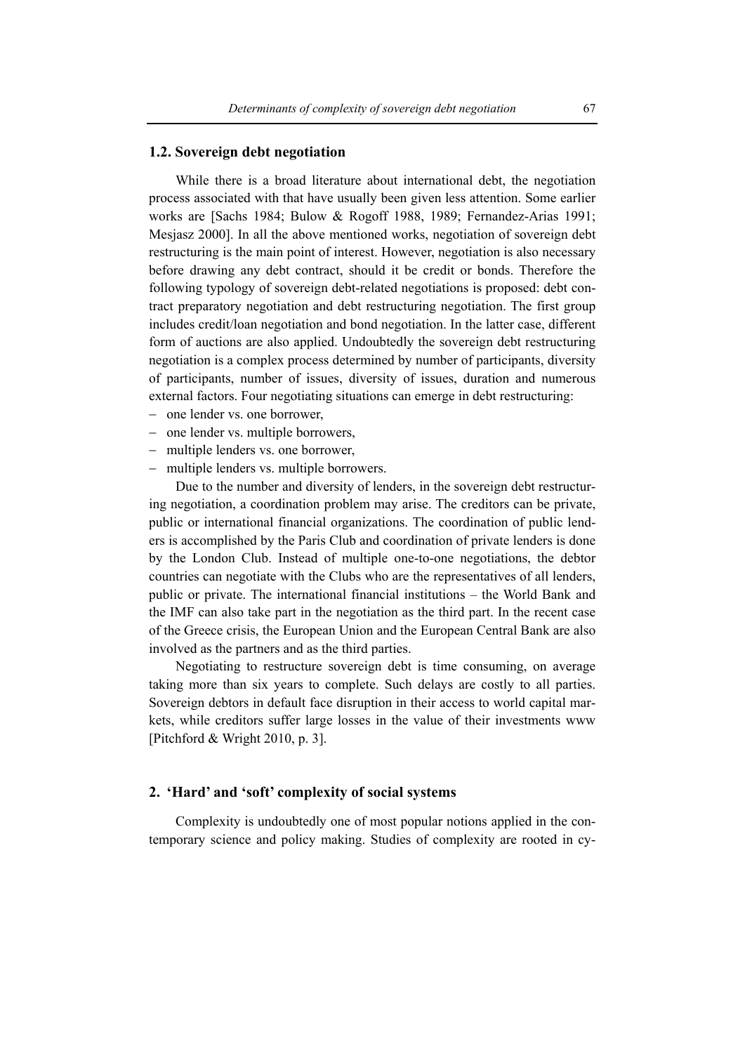### 1.2. Sovereign debt negotiation

While there is a broad literature about international debt, the negotiation process associated with that have usually been given less attention. Some earlier works are [Sachs 1984; Bulow & Rogoff 1988, 1989; Fernandez-Arias 1991; Mesjasz 2000]. In all the above mentioned works, negotiation of sovereign debt restructuring is the main point of interest. However, negotiation is also necessary before drawing any debt contract, should it be credit or bonds. Therefore the following typology of sovereign debt-related negotiations is proposed: debt contract preparatory negotiation and debt restructuring negotiation. The first group includes credit/loan negotiation and bond negotiation. In the latter case, different form of auctions are also applied. Undoubtedly the sovereign debt restructuring negotiation is a complex process determined by number of participants, diversity of participants, number of issues, diversity of issues, duration and numerous external factors. Four negotiating situations can emerge in debt restructuring:

- one lender vs. one borrower,
- one lender vs. multiple borrowers,
- multiple lenders vs. one borrower,
- multiple lenders vs. multiple borrowers.

Due to the number and diversity of lenders, in the sovereign debt restructuring negotiation, a coordination problem may arise. The creditors can be private, public or international financial organizations. The coordination of public lenders is accomplished by the Paris Club and coordination of private lenders is done by the London Club. Instead of multiple one-to-one negotiations, the debtor countries can negotiate with the Clubs who are the representatives of all lenders, public or private. The international financial institutions – the World Bank and the IMF can also take part in the negotiation as the third part. In the recent case of the Greece crisis, the European Union and the European Central Bank are also involved as the partners and as the third parties.

Negotiating to restructure sovereign debt is time consuming, on average taking more than six years to complete. Such delays are costly to all parties. Sovereign debtors in default face disruption in their access to world capital markets, while creditors suffer large losses in the value of their investments www [Pitchford & Wright 2010, p. 3].

## 2. 'Hard' and 'soft' complexity of social systems

Complexity is undoubtedly one of most popular notions applied in the contemporary science and policy making. Studies of complexity are rooted in cy-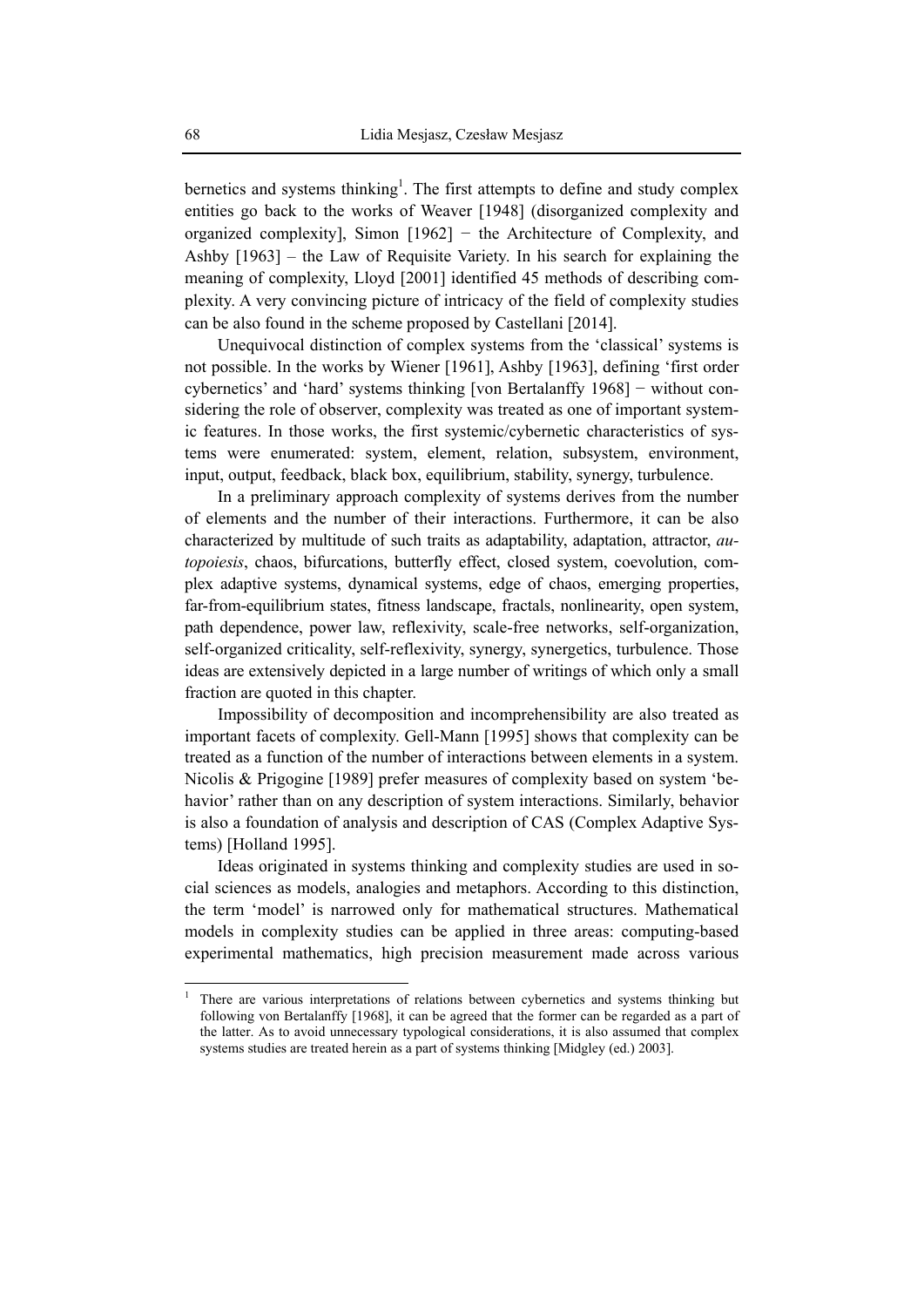bernetics and systems thinking[1]. The first attempts to define and study complex entities go back to the works of Weaver [1948] (disorganized complexity and organized complexity], Simon [1962] − the Architecture of Complexity, and Ashby [1963] – the Law of Requisite Variety. In his search for explaining the meaning of complexity, Lloyd [2001] identified 45 methods of describing complexity. A very convincing picture of intricacy of the field of complexity studies can be also found in the scheme proposed by Castellani [2014].

Unequivocal distinction of complex systems from the 'classical' systems is not possible. In the works by Wiener [1961], Ashby [1963], defining 'first order cybernetics' and 'hard' systems thinking [von Bertalanffy 1968] − without considering the role of observer, complexity was treated as one of important systemic features. In those works, the first systemic/cybernetic characteristics of systems were enumerated: system, element, relation, subsystem, environment, input, output, feedback, black box, equilibrium, stability, synergy, turbulence.

In a preliminary approach complexity of systems derives from the number of elements and the number of their interactions. Furthermore, it can be also characterized by multitude of such traits as adaptability, adaptation, attractor, *autopoiesis*, chaos, bifurcations, butterfly effect, closed system, coevolution, complex adaptive systems, dynamical systems, edge of chaos, emerging properties, far-from-equilibrium states, fitness landscape, fractals, nonlinearity, open system, path dependence, power law, reflexivity, scale-free networks, self-organization, self-organized criticality, self-reflexivity, synergy, synergetics, turbulence. Those ideas are extensively depicted in a large number of writings of which only a small fraction are quoted in this chapter.

Impossibility of decomposition and incomprehensibility are also treated as important facets of complexity. Gell-Mann [1995] shows that complexity can be treated as a function of the number of interactions between elements in a system. Nicolis & Prigogine [1989] prefer measures of complexity based on system 'behavior' rather than on any description of system interactions. Similarly, behavior is also a foundation of analysis and description of CAS (Complex Adaptive Systems) [Holland 1995].

Ideas originated in systems thinking and complexity studies are used in social sciences as models, analogies and metaphors. According to this distinction, the term 'model' is narrowed only for mathematical structures. Mathematical models in complexity studies can be applied in three areas: computing-based experimental mathematics, high precision measurement made across various

---

[1] There are various interpretations of relations between cybernetics and systems thinking but following von Bertalanffy [1968], it can be agreed that the former can be regarded as a part of the latter. As to avoid unnecessary typological considerations, it is also assumed that complex systems studies are treated herein as a part of systems thinking [Midgley (ed.) 2003].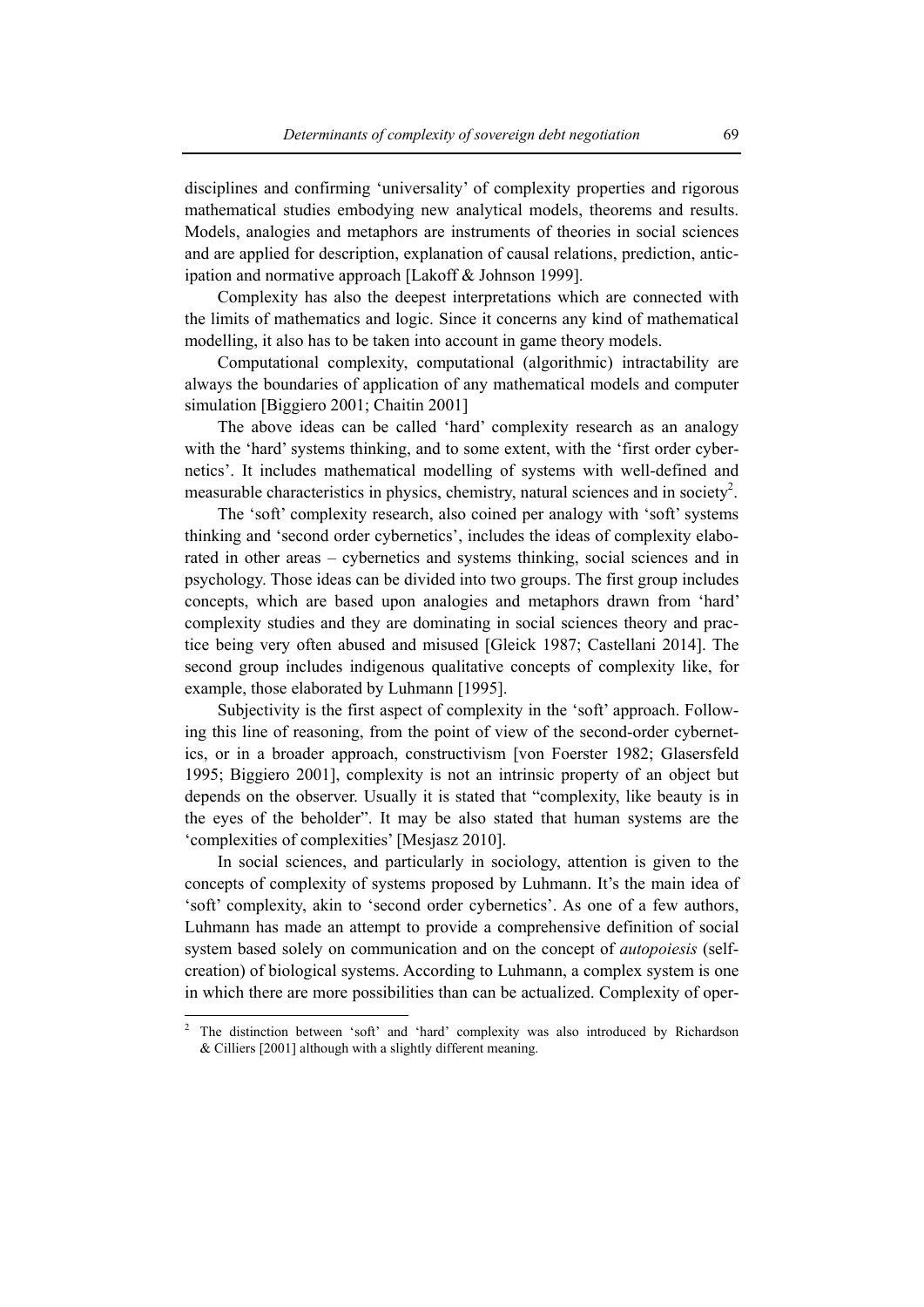disciplines and confirming 'universality' of complexity properties and rigorous mathematical studies embodying new analytical models, theorems and results. Models, analogies and metaphors are instruments of theories in social sciences and are applied for description, explanation of causal relations, prediction, anticipation and normative approach [Lakoff & Johnson 1999].

Complexity has also the deepest interpretations which are connected with the limits of mathematics and logic. Since it concerns any kind of mathematical modelling, it also has to be taken into account in game theory models.

Computational complexity, computational (algorithmic) intractability are always the boundaries of application of any mathematical models and computer simulation [Biggiero 2001; Chaitin 2001]

The above ideas can be called 'hard' complexity research as an analogy with the 'hard' systems thinking, and to some extent, with the 'first order cybernetics'. It includes mathematical modelling of systems with well-defined and measurable characteristics in physics, chemistry, natural sciences and in society[2].

The 'soft' complexity research, also coined per analogy with 'soft' systems thinking and 'second order cybernetics', includes the ideas of complexity elaborated in other areas – cybernetics and systems thinking, social sciences and in psychology. Those ideas can be divided into two groups. The first group includes concepts, which are based upon analogies and metaphors drawn from 'hard' complexity studies and they are dominating in social sciences theory and practice being very often abused and misused [Gleick 1987; Castellani 2014]. The second group includes indigenous qualitative concepts of complexity like, for example, those elaborated by Luhmann [1995].

Subjectivity is the first aspect of complexity in the 'soft' approach. Following this line of reasoning, from the point of view of the second-order cybernetics, or in a broader approach, constructivism [von Foerster 1982; Glasersfeld 1995; Biggiero 2001], complexity is not an intrinsic property of an object but depends on the observer. Usually it is stated that "complexity, like beauty is in the eyes of the beholder". It may be also stated that human systems are the 'complexities of complexities' [Mesjasz 2010].

In social sciences, and particularly in sociology, attention is given to the concepts of complexity of systems proposed by Luhmann. It's the main idea of 'soft' complexity, akin to 'second order cybernetics'. As one of a few authors, Luhmann has made an attempt to provide a comprehensive definition of social system based solely on communication and on the concept of *autopoiesis* (self-creation) of biological systems. According to Luhmann, a complex system is one in which there are more possibilities than can be actualized. Complexity of oper-

---

[2] The distinction between 'soft' and 'hard' complexity was also introduced by Richardson & Cilliers [2001] although with a slightly different meaning.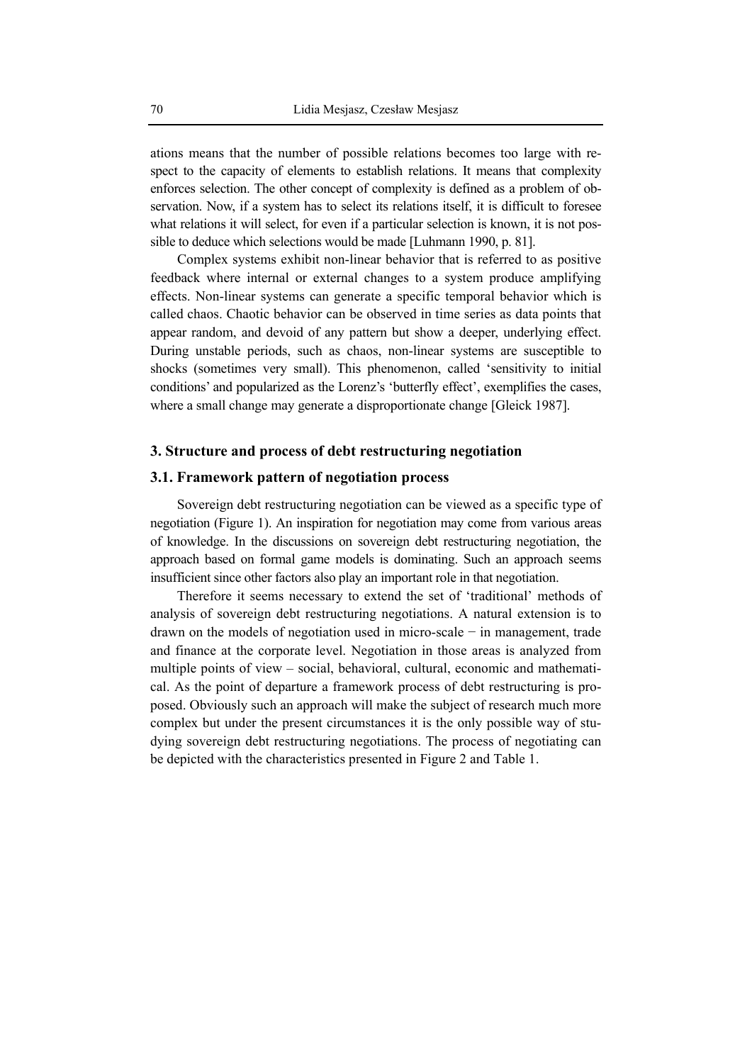ations means that the number of possible relations becomes too large with respect to the capacity of elements to establish relations. It means that complexity enforces selection. The other concept of complexity is defined as a problem of observation. Now, if a system has to select its relations itself, it is difficult to foresee what relations it will select, for even if a particular selection is known, it is not possible to deduce which selections would be made [Luhmann 1990, p. 81].

Complex systems exhibit non-linear behavior that is referred to as positive feedback where internal or external changes to a system produce amplifying effects. Non-linear systems can generate a specific temporal behavior which is called chaos. Chaotic behavior can be observed in time series as data points that appear random, and devoid of any pattern but show a deeper, underlying effect. During unstable periods, such as chaos, non-linear systems are susceptible to shocks (sometimes very small). This phenomenon, called 'sensitivity to initial conditions' and popularized as the Lorenz's 'butterfly effect', exemplifies the cases, where a small change may generate a disproportionate change [Gleick 1987].

## 3. Structure and process of debt restructuring negotiation

### 3.1. Framework pattern of negotiation process

Sovereign debt restructuring negotiation can be viewed as a specific type of negotiation (Figure 1). An inspiration for negotiation may come from various areas of knowledge. In the discussions on sovereign debt restructuring negotiation, the approach based on formal game models is dominating. Such an approach seems insufficient since other factors also play an important role in that negotiation.

Therefore it seems necessary to extend the set of 'traditional' methods of analysis of sovereign debt restructuring negotiations. A natural extension is to drawn on the models of negotiation used in micro-scale − in management, trade and finance at the corporate level. Negotiation in those areas is analyzed from multiple points of view – social, behavioral, cultural, economic and mathematical. As the point of departure a framework process of debt restructuring is proposed. Obviously such an approach will make the subject of research much more complex but under the present circumstances it is the only possible way of studying sovereign debt restructuring negotiations. The process of negotiating can be depicted with the characteristics presented in Figure 2 and Table 1.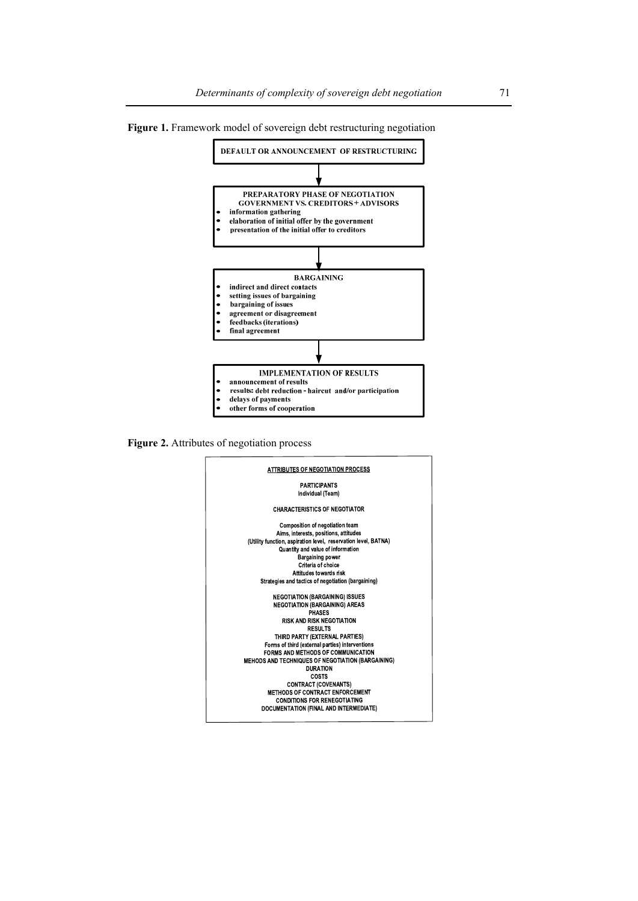**Figure 1.** Framework model of sovereign debt restructuring negotiation

**DEFAULT OR ANNOUNCEMENT OF RESTRUCTURING**

↓

**PREPARATORY PHASE OF NEGOTIATION**
**GOVERNMENT VS. CREDITORS + ADVISORS**

- information gathering
- elaboration of initial offer by the government
- presentation of the initial offer to creditors

↓

**BARGAINING**

- indirect and direct contacts
- setting issues of bargaining
- bargaining of issues
- agreement or disagreement
- feedbacks (iterations)
- final agreement

↓

**IMPLEMENTATION OF RESULTS**

- announcement of results
- results: debt reduction - haircut and/or participation
- delays of payments
- other forms of cooperation

**Figure 2.** Attributes of negotiation process

**ATTRIBUTES OF NEGOTIATION PROCESS**

PARTICIPANTS
Individual (Team)

CHARACTERISTICS OF NEGOTIATOR

Composition of negotiation team
Aims, interests, positions, attitudes
(Utility function, aspiration level, reservation level, BATNA)
Quantity and value of information
Bargaining power
Criteria of choice
Attitudes towards risk
Strategies and tactics of negotiation (bargaining)

NEGOTIATION (BARGAINING) ISSUES
NEGOTIATION (BARGAINING) AREAS
PHASES
RISK AND RISK NEGOTIATION
RESULTS
THIRD PARTY (EXTERNAL PARTIES)
Forms of third (external parties) interventions
FORMS AND METHODS OF COMMUNICATION
MEHODS AND TECHNIQUES OF NEGOTIATION (BARGAINING)
DURATION
COSTS
CONTRACT (COVENANTS)
METHODS OF CONTRACT ENFORCEMENT
CONDITIONS FOR RENEGOTIATING
DOCUMENTATION (FINAL AND INTERMEDIATE)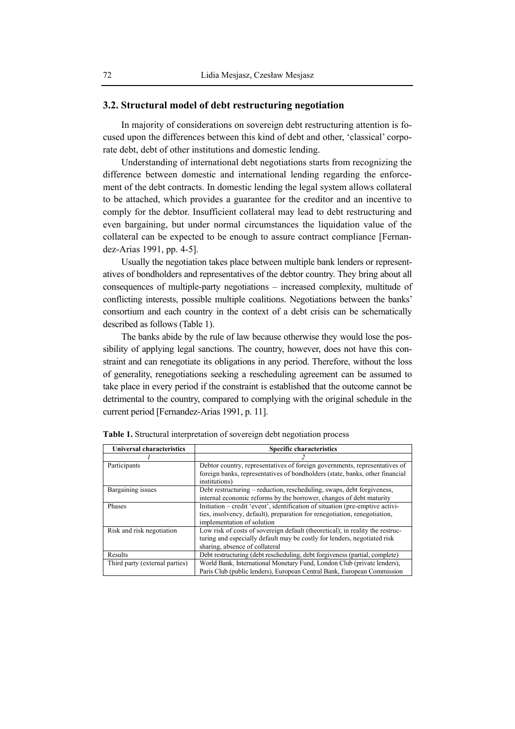### 3.2. Structural model of debt restructuring negotiation

In majority of considerations on sovereign debt restructuring attention is focused upon the differences between this kind of debt and other, 'classical' corporate debt, debt of other institutions and domestic lending.

Understanding of international debt negotiations starts from recognizing the difference between domestic and international lending regarding the enforcement of the debt contracts. In domestic lending the legal system allows collateral to be attached, which provides a guarantee for the creditor and an incentive to comply for the debtor. Insufficient collateral may lead to debt restructuring and even bargaining, but under normal circumstances the liquidation value of the collateral can be expected to be enough to assure contract compliance [Fernandez-Arias 1991, pp. 4-5].

Usually the negotiation takes place between multiple bank lenders or representatives of bondholders and representatives of the debtor country. They bring about all consequences of multiple-party negotiations – increased complexity, multitude of conflicting interests, possible multiple coalitions. Negotiations between the banks' consortium and each country in the context of a debt crisis can be schematically described as follows (Table 1).

The banks abide by the rule of law because otherwise they would lose the possibility of applying legal sanctions. The country, however, does not have this constraint and can renegotiate its obligations in any period. Therefore, without the loss of generality, renegotiations seeking a rescheduling agreement can be assumed to take place in every period if the constraint is established that the outcome cannot be detrimental to the country, compared to complying with the original schedule in the current period [Fernandez-Arias 1991, p. 11].

**Table 1.** Structural interpretation of sovereign debt negotiation process

| Universal characteristics | Specific characteristics |
|---|---|
| *1* | *2* |
| Participants | Debtor country, representatives of foreign governments, representatives of foreign banks, representatives of bondholders (state, banks, other financial institutions) |
| Bargaining issues | Debt restructuring – reduction, rescheduling, swaps, debt forgiveness, internal economic reforms by the borrower, changes of debt maturity |
| Phases | Initiation – credit 'event', identification of situation (pre-emptive activities, insolvency, default), preparation for renegotiation, renegotiation, implementation of solution |
| Risk and risk negotiation | Low risk of costs of sovereign default (theoretical); in reality the restructuring and especially default may be costly for lenders, negotiated risk sharing, absence of collateral |
| Results | Debt restructuring (debt rescheduling, debt forgiveness (partial, complete) |
| Third party (external parties) | World Bank, International Monetary Fund, London Club (private lenders), Paris Club (public lenders), European Central Bank, European Commission |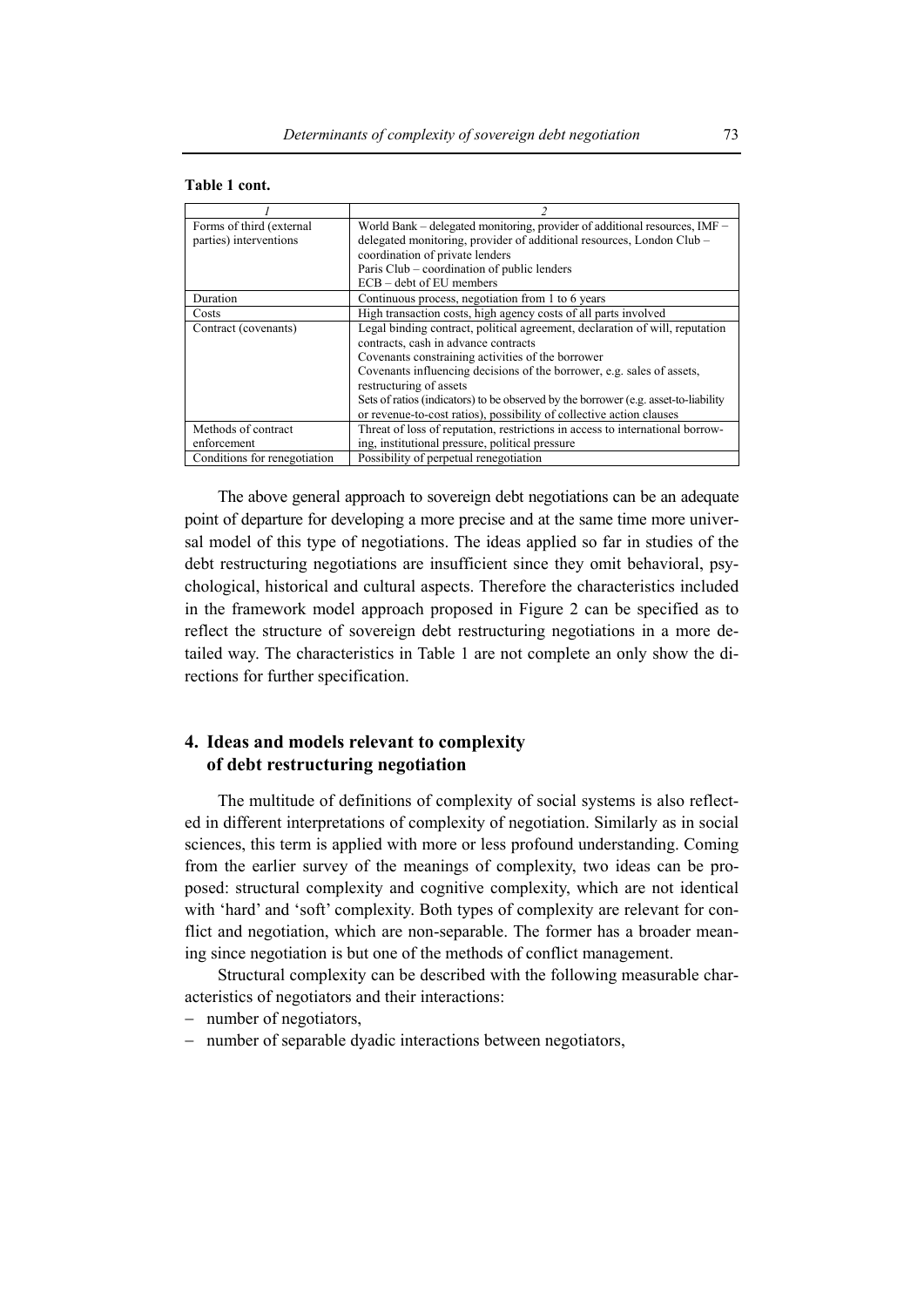**Table 1 cont.**

| *1* | *2* |
|---|---|
| Forms of third (external parties) interventions | World Bank – delegated monitoring, provider of additional resources, IMF – delegated monitoring, provider of additional resources, London Club – coordination of private lenders<br>Paris Club – coordination of public lenders<br>ECB – debt of EU members |
| Duration | Continuous process, negotiation from 1 to 6 years |
| Costs | High transaction costs, high agency costs of all parts involved |
| Contract (covenants) | Legal binding contract, political agreement, declaration of will, reputation contracts, cash in advance contracts<br>Covenants constraining activities of the borrower<br>Covenants influencing decisions of the borrower, e.g. sales of assets, restructuring of assets<br>Sets of ratios (indicators) to be observed by the borrower (e.g. asset-to-liability or revenue-to-cost ratios), possibility of collective action clauses |
| Methods of contract enforcement | Threat of loss of reputation, restrictions in access to international borrowing, institutional pressure, political pressure |
| Conditions for renegotiation | Possibility of perpetual renegotiation |

The above general approach to sovereign debt negotiations can be an adequate point of departure for developing a more precise and at the same time more universal model of this type of negotiations. The ideas applied so far in studies of the debt restructuring negotiations are insufficient since they omit behavioral, psychological, historical and cultural aspects. Therefore the characteristics included in the framework model approach proposed in Figure 2 can be specified as to reflect the structure of sovereign debt restructuring negotiations in a more detailed way. The characteristics in Table 1 are not complete an only show the directions for further specification.

## 4. Ideas and models relevant to complexity of debt restructuring negotiation

The multitude of definitions of complexity of social systems is also reflected in different interpretations of complexity of negotiation. Similarly as in social sciences, this term is applied with more or less profound understanding. Coming from the earlier survey of the meanings of complexity, two ideas can be proposed: structural complexity and cognitive complexity, which are not identical with 'hard' and 'soft' complexity. Both types of complexity are relevant for conflict and negotiation, which are non-separable. The former has a broader meaning since negotiation is but one of the methods of conflict management.

Structural complexity can be described with the following measurable characteristics of negotiators and their interactions:

- number of negotiators,
- number of separable dyadic interactions between negotiators,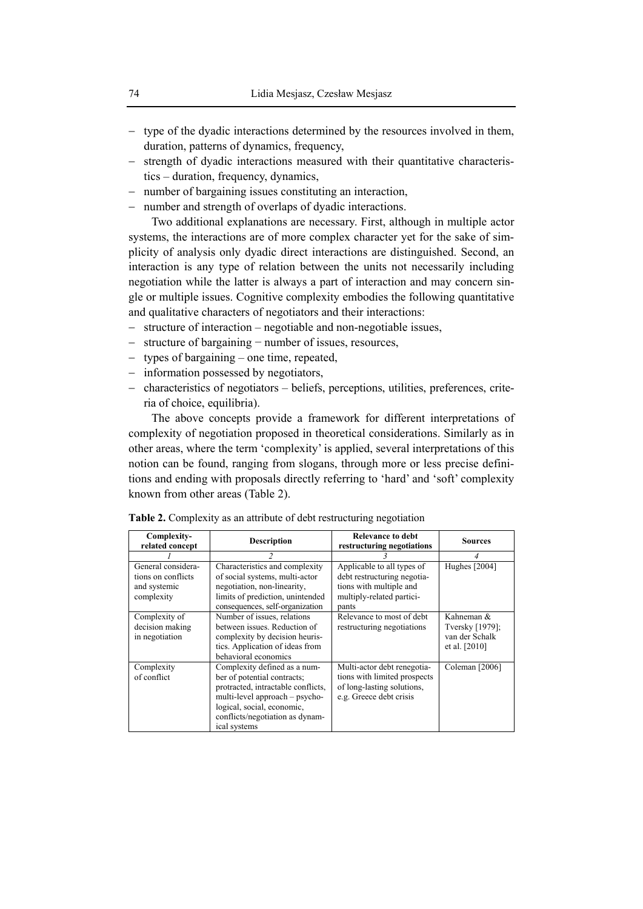- type of the dyadic interactions determined by the resources involved in them, duration, patterns of dynamics, frequency,
- strength of dyadic interactions measured with their quantitative characteristics – duration, frequency, dynamics,
- number of bargaining issues constituting an interaction,
- number and strength of overlaps of dyadic interactions.

Two additional explanations are necessary. First, although in multiple actor systems, the interactions are of more complex character yet for the sake of simplicity of analysis only dyadic direct interactions are distinguished. Second, an interaction is any type of relation between the units not necessarily including negotiation while the latter is always a part of interaction and may concern single or multiple issues. Cognitive complexity embodies the following quantitative and qualitative characters of negotiators and their interactions:

- structure of interaction – negotiable and non-negotiable issues,
- structure of bargaining − number of issues, resources,
- types of bargaining – one time, repeated,
- information possessed by negotiators,
- characteristics of negotiators – beliefs, perceptions, utilities, preferences, criteria of choice, equilibria).

The above concepts provide a framework for different interpretations of complexity of negotiation proposed in theoretical considerations. Similarly as in other areas, where the term 'complexity' is applied, several interpretations of this notion can be found, ranging from slogans, through more or less precise definitions and ending with proposals directly referring to 'hard' and 'soft' complexity known from other areas (Table 2).

**Table 2.** Complexity as an attribute of debt restructuring negotiation

| Complexity-related concept | Description | Relevance to debt restructuring negotiations | Sources |
|---|---|---|---|
| *1* | *2* | *3* | *4* |
| General considerations on conflicts and systemic complexity | Characteristics and complexity of social systems, multi-actor negotiation, non-linearity, limits of prediction, unintended consequences, self-organization | Applicable to all types of debt restructuring negotiations with multiple and multiply-related participants | Hughes [2004] |
| Complexity of decision making in negotiation | Number of issues, relations between issues. Reduction of complexity by decision heuristics. Application of ideas from behavioral economics | Relevance to most of debt restructuring negotiations | Kahneman & Tversky [1979]; van der Schalk et al. [2010] |
| Complexity of conflict | Complexity defined as a number of potential contracts; protracted, intractable conflicts, multi-level approach – psychological, social, economic, conflicts/negotiation as dynamical systems | Multi-actor debt renegotiations with limited prospects of long-lasting solutions, e.g. Greece debt crisis | Coleman [2006] |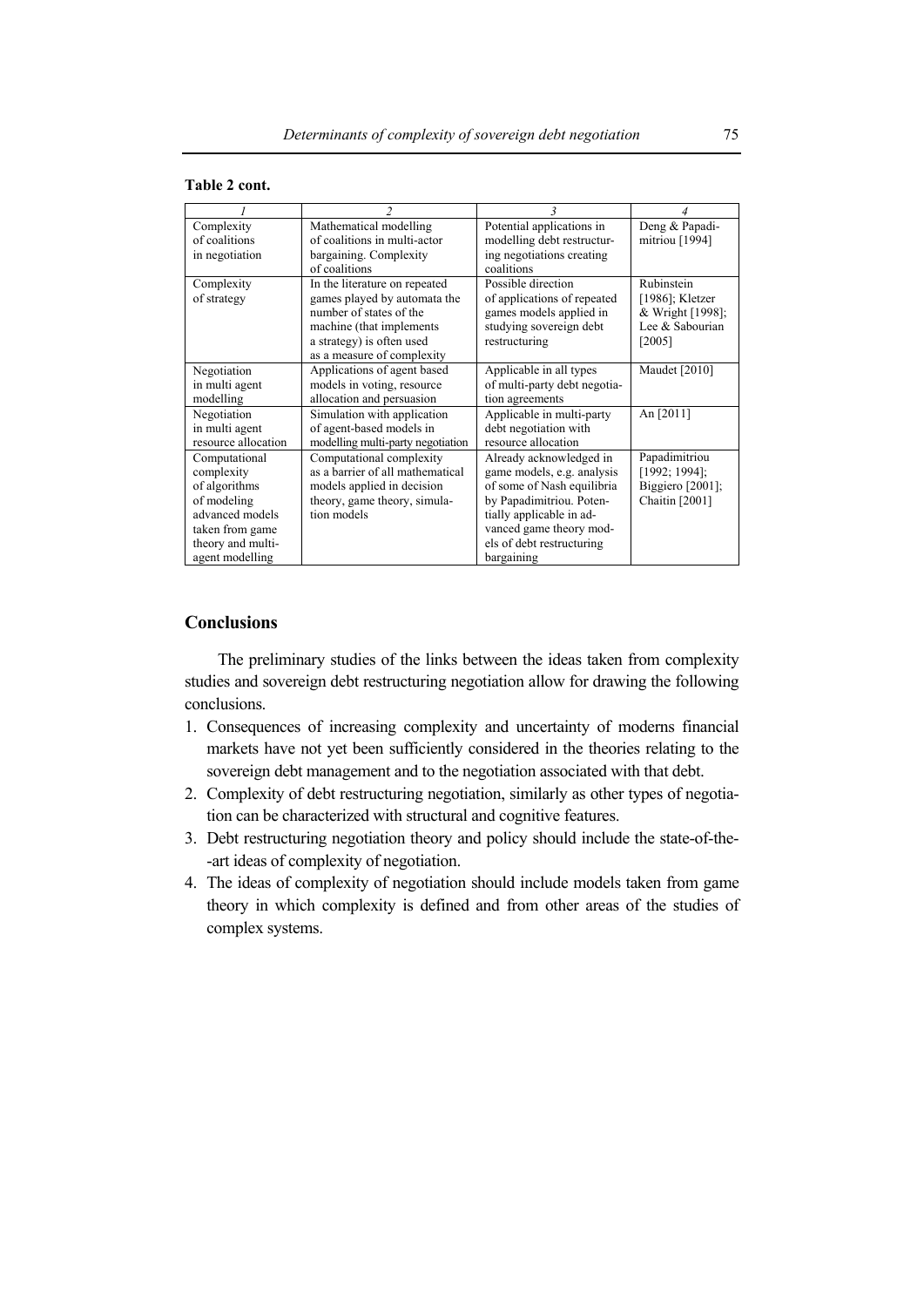**Table 2 cont.**

| *1* | *2* | *3* | *4* |
|---|---|---|---|
| Complexity of coalitions in negotiation | Mathematical modelling of coalitions in multi-actor bargaining. Complexity of coalitions | Potential applications in modelling debt restructuring negotiations creating coalitions | Deng & Papadimitriou [1994] |
| Complexity of strategy | In the literature on repeated games played by automata the number of states of the machine (that implements a strategy) is often used as a measure of complexity | Possible direction of applications of repeated games models applied in studying sovereign debt restructuring | Rubinstein [1986]; Kletzer & Wright [1998]; Lee & Sabourian [2005] |
| Negotiation in multi agent modelling | Applications of agent based models in voting, resource allocation and persuasion | Applicable in all types of multi-party debt negotiation agreements | Maudet [2010] |
| Negotiation in multi agent resource allocation | Simulation with application of agent-based models in modelling multi-party negotiation | Applicable in multi-party debt negotiation with resource allocation | An [2011] |
| Computational complexity of algorithms of modeling advanced models taken from game theory and multi-agent modelling | Computational complexity as a barrier of all mathematical models applied in decision theory, game theory, simulation models | Already acknowledged in game models, e.g. analysis of some of Nash equilibria by Papadimitriou. Potentially applicable in advanced game theory models of debt restructuring bargaining | Papadimitriou [1992; 1994]; Biggiero [2001]; Chaitin [2001] |

## Conclusions

The preliminary studies of the links between the ideas taken from complexity studies and sovereign debt restructuring negotiation allow for drawing the following conclusions.

1. Consequences of increasing complexity and uncertainty of moderns financial markets have not yet been sufficiently considered in the theories relating to the sovereign debt management and to the negotiation associated with that debt.
2. Complexity of debt restructuring negotiation, similarly as other types of negotiation can be characterized with structural and cognitive features.
3. Debt restructuring negotiation theory and policy should include the state-of-the--art ideas of complexity of negotiation.
4. The ideas of complexity of negotiation should include models taken from game theory in which complexity is defined and from other areas of the studies of complex systems.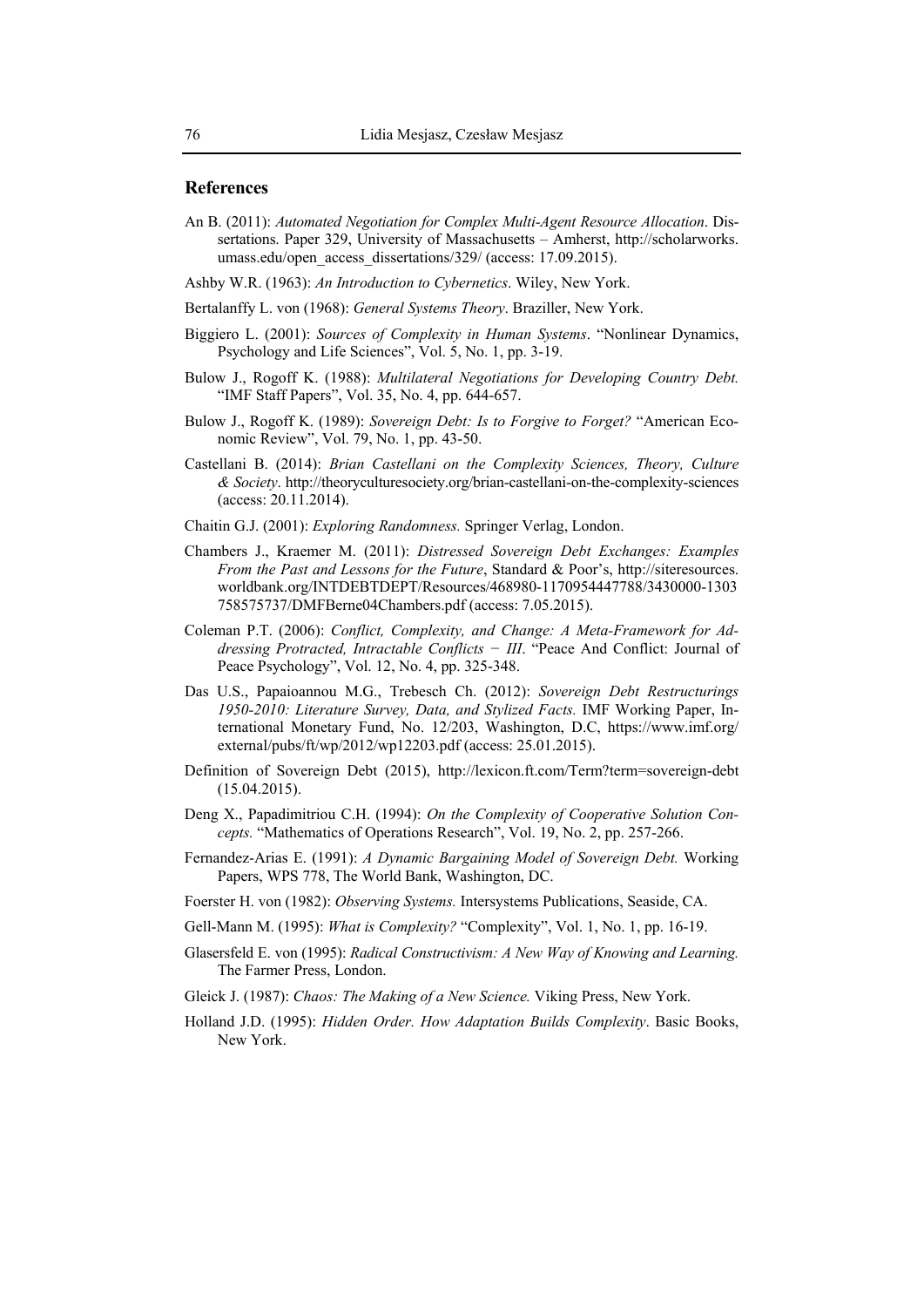## References

An B. (2011): *Automated Negotiation for Complex Multi-Agent Resource Allocation*. Dissertations. Paper 329, University of Massachusetts – Amherst, http://scholarworks.umass.edu/open_access_dissertations/329/ (access: 17.09.2015).

Ashby W.R. (1963): *An Introduction to Cybernetics*. Wiley, New York.

Bertalanffy L. von (1968): *General Systems Theory*. Braziller, New York.

Biggiero L. (2001): *Sources of Complexity in Human Systems*. "Nonlinear Dynamics, Psychology and Life Sciences", Vol. 5, No. 1, pp. 3-19.

Bulow J., Rogoff K. (1988): *Multilateral Negotiations for Developing Country Debt.* "IMF Staff Papers", Vol. 35, No. 4, pp. 644-657.

Bulow J., Rogoff K. (1989): *Sovereign Debt: Is to Forgive to Forget?* "American Economic Review", Vol. 79, No. 1, pp. 43-50.

Castellani B. (2014): *Brian Castellani on the Complexity Sciences, Theory, Culture & Society*. http://theoryculturesociety.org/brian-castellani-on-the-complexity-sciences (access: 20.11.2014).

Chaitin G.J. (2001): *Exploring Randomness.* Springer Verlag, London.

Chambers J., Kraemer M. (2011): *Distressed Sovereign Debt Exchanges: Examples From the Past and Lessons for the Future*, Standard & Poor's, http://siteresources.worldbank.org/INTDEBTDEPT/Resources/468980-1170954447788/3430000-1303758575737/DMFBerne04Chambers.pdf (access: 7.05.2015).

Coleman P.T. (2006): *Conflict, Complexity, and Change: A Meta-Framework for Addressing Protracted, Intractable Conflicts − III*. "Peace And Conflict: Journal of Peace Psychology", Vol. 12, No. 4, pp. 325-348.

Das U.S., Papaioannou M.G., Trebesch Ch. (2012): *Sovereign Debt Restructurings 1950-2010: Literature Survey, Data, and Stylized Facts.* IMF Working Paper, International Monetary Fund, No. 12/203, Washington, D.C, https://www.imf.org/external/pubs/ft/wp/2012/wp12203.pdf (access: 25.01.2015).

Definition of Sovereign Debt (2015), http://lexicon.ft.com/Term?term=sovereign-debt (15.04.2015).

Deng X., Papadimitriou C.H. (1994): *On the Complexity of Cooperative Solution Concepts.* "Mathematics of Operations Research", Vol. 19, No. 2, pp. 257-266.

Fernandez-Arias E. (1991): *A Dynamic Bargaining Model of Sovereign Debt.* Working Papers, WPS 778, The World Bank, Washington, DC.

Foerster H. von (1982): *Observing Systems.* Intersystems Publications, Seaside, CA.

Gell-Mann M. (1995): *What is Complexity?* "Complexity", Vol. 1, No. 1, pp. 16-19.

Glasersfeld E. von (1995): *Radical Constructivism: A New Way of Knowing and Learning.* The Farmer Press, London.

Gleick J. (1987): *Chaos: The Making of a New Science.* Viking Press, New York.

Holland J.D. (1995): *Hidden Order. How Adaptation Builds Complexity*. Basic Books, New York.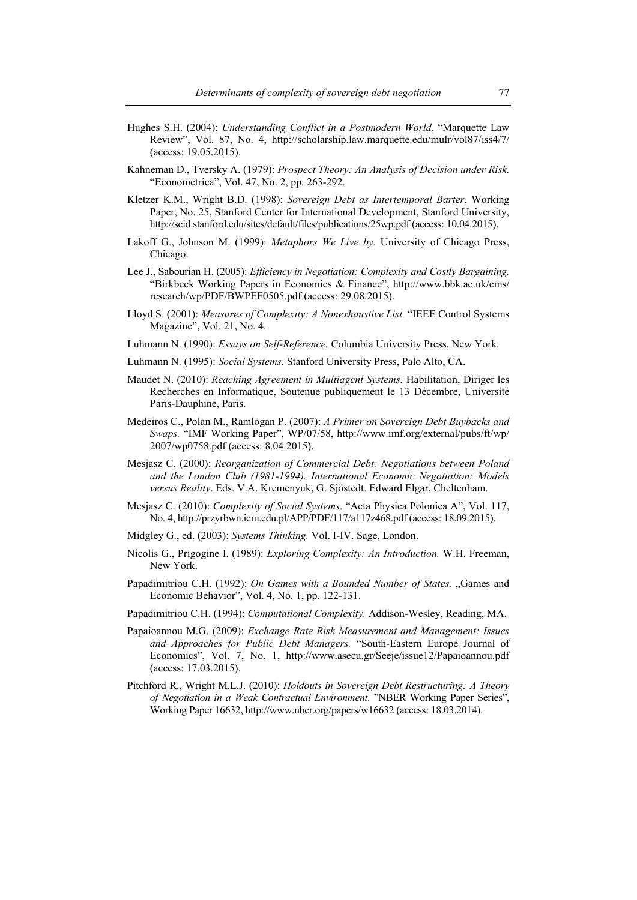Hughes S.H. (2004): *Understanding Conflict in a Postmodern World*. "Marquette Law Review", Vol. 87, No. 4, http://scholarship.law.marquette.edu/mulr/vol87/iss4/7/ (access: 19.05.2015).

Kahneman D., Tversky A. (1979): *Prospect Theory: An Analysis of Decision under Risk.* "Econometrica", Vol. 47, No. 2, pp. 263-292.

Kletzer K.M., Wright B.D. (1998): *Sovereign Debt as Intertemporal Barter*. Working Paper, No. 25, Stanford Center for International Development, Stanford University, http://scid.stanford.edu/sites/default/files/publications/25wp.pdf (access: 10.04.2015).

Lakoff G., Johnson M. (1999): *Metaphors We Live by.* University of Chicago Press, Chicago.

Lee J., Sabourian H. (2005): *Efficiency in Negotiation: Complexity and Costly Bargaining.* "Birkbeck Working Papers in Economics & Finance", http://www.bbk.ac.uk/ems/research/wp/PDF/BWPEF0505.pdf (access: 29.08.2015).

Lloyd S. (2001): *Measures of Complexity: A Nonexhaustive List.* "IEEE Control Systems Magazine", Vol. 21, No. 4.

Luhmann N. (1990): *Essays on Self-Reference.* Columbia University Press, New York.

Luhmann N. (1995): *Social Systems.* Stanford University Press, Palo Alto, CA.

Maudet N. (2010): *Reaching Agreement in Multiagent Systems.* Habilitation, Diriger les Recherches en Informatique, Soutenue publiquement le 13 Décembre, Université Paris-Dauphine, Paris.

Medeiros C., Polan M., Ramlogan P. (2007): *A Primer on Sovereign Debt Buybacks and Swaps.* "IMF Working Paper", WP/07/58, http://www.imf.org/external/pubs/ft/wp/2007/wp0758.pdf (access: 8.04.2015).

Mesjasz C. (2000): *Reorganization of Commercial Debt: Negotiations between Poland and the London Club (1981-1994). International Economic Negotiation: Models versus Reality*. Eds. V.A. Kremenyuk, G. Sjöstedt. Edward Elgar, Cheltenham.

Mesjasz C. (2010): *Complexity of Social Systems*. "Acta Physica Polonica A", Vol. 117, No. 4, http://przyrbwn.icm.edu.pl/APP/PDF/117/a117z468.pdf (access: 18.09.2015).

Midgley G., ed. (2003): *Systems Thinking.* Vol. I-IV. Sage, London.

Nicolis G., Prigogine I. (1989): *Exploring Complexity: An Introduction.* W.H. Freeman, New York.

Papadimitriou C.H. (1992): *On Games with a Bounded Number of States.* „Games and Economic Behavior", Vol. 4, No. 1, pp. 122-131.

Papadimitriou C.H. (1994): *Computational Complexity.* Addison-Wesley, Reading, MA.

Papaioannou M.G. (2009): *Exchange Rate Risk Measurement and Management: Issues and Approaches for Public Debt Managers.* "South-Eastern Europe Journal of Economics", Vol. 7, No. 1, http://www.asecu.gr/Seeje/issue12/Papaioannou.pdf (access: 17.03.2015).

Pitchford R., Wright M.L.J. (2010): *Holdouts in Sovereign Debt Restructuring: A Theory of Negotiation in a Weak Contractual Environment*. "NBER Working Paper Series", Working Paper 16632, http://www.nber.org/papers/w16632 (access: 18.03.2014).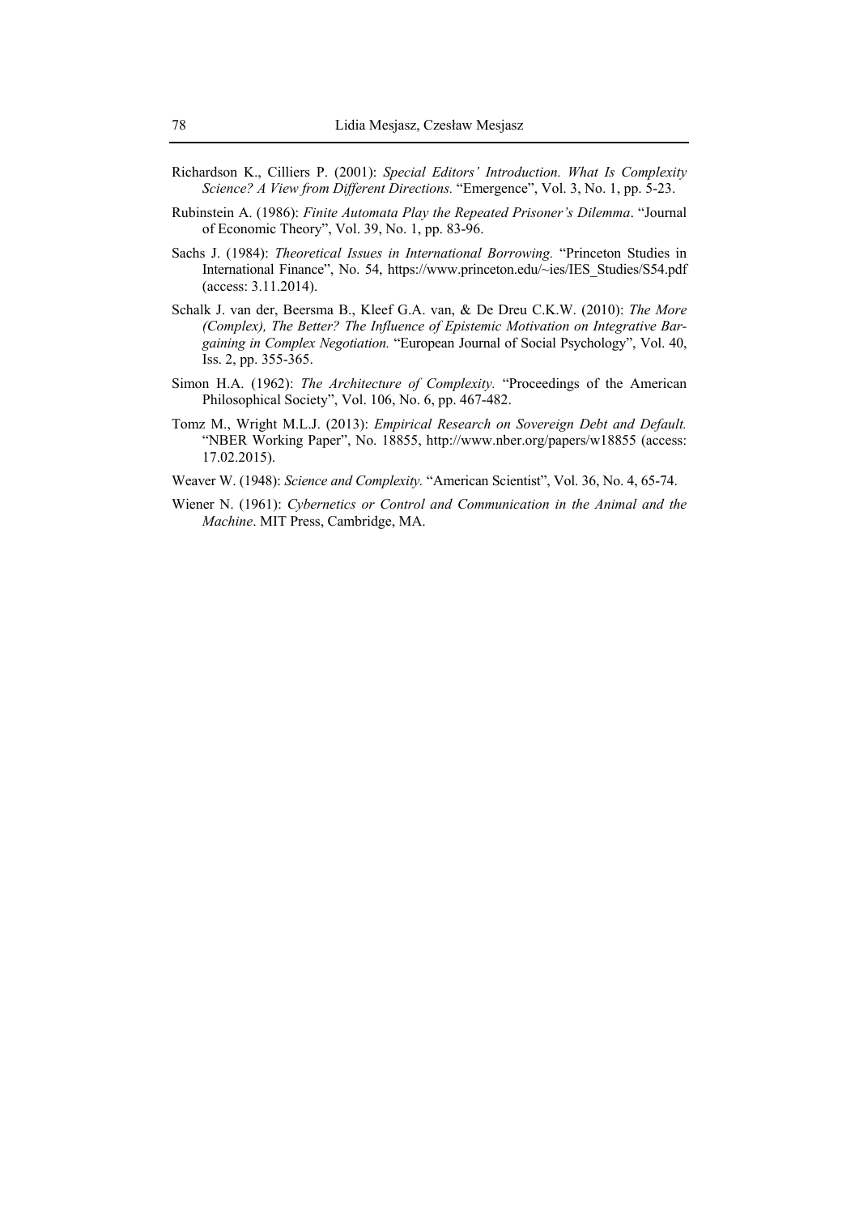Richardson K., Cilliers P. (2001): *Special Editors' Introduction. What Is Complexity Science? A View from Different Directions.* "Emergence", Vol. 3, No. 1, pp. 5-23.

Rubinstein A. (1986): *Finite Automata Play the Repeated Prisoner's Dilemma*. "Journal of Economic Theory", Vol. 39, No. 1, pp. 83-96.

Sachs J. (1984): *Theoretical Issues in International Borrowing.* "Princeton Studies in International Finance", No. 54, https://www.princeton.edu/~ies/IES_Studies/S54.pdf (access: 3.11.2014).

Schalk J. van der, Beersma B., Kleef G.A. van, & De Dreu C.K.W. (2010): *The More (Complex), The Better? The Influence of Epistemic Motivation on Integrative Bargaining in Complex Negotiation.* "European Journal of Social Psychology", Vol. 40, Iss. 2, pp. 355-365.

Simon H.A. (1962): *The Architecture of Complexity.* "Proceedings of the American Philosophical Society", Vol. 106, No. 6, pp. 467-482.

Tomz M., Wright M.L.J. (2013): *Empirical Research on Sovereign Debt and Default.* "NBER Working Paper", No. 18855, http://www.nber.org/papers/w18855 (access: 17.02.2015).

Weaver W. (1948): *Science and Complexity.* "American Scientist", Vol. 36, No. 4, 65-74.

Wiener N. (1961): *Cybernetics or Control and Communication in the Animal and the Machine*. MIT Press, Cambridge, MA.